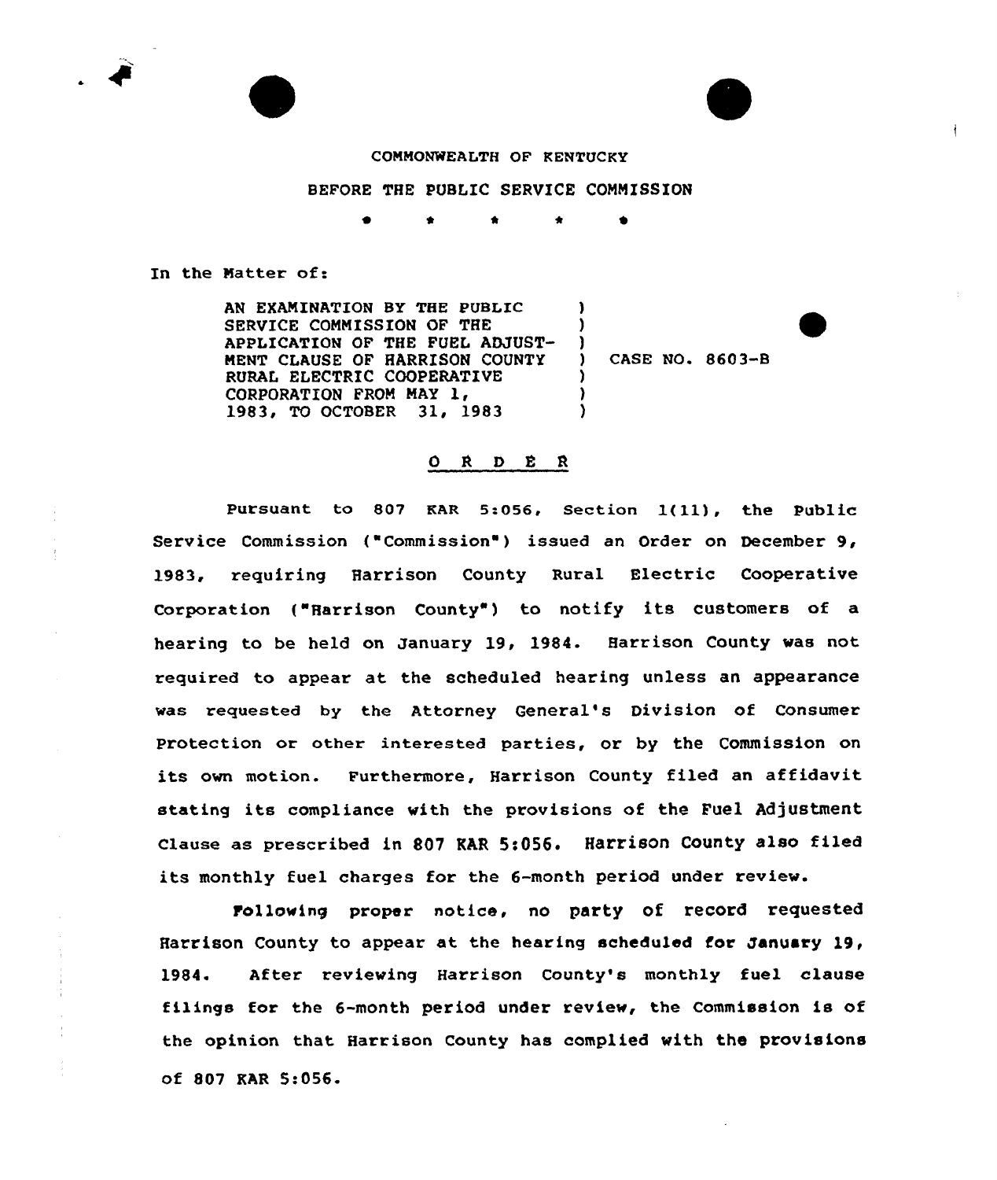COMMONWEALTH OF KENTUCKY

BEFORE THE PUBLIC SERVICE COMMISSION

\* \* \* \* \*

In the Matter of:

AN EXAMINATION BY THE PUBLIC SERVICE COMMISSION OF THE APPLICATION OF THE FUEL ADJUSTMENT CLAUSE OF HARRISON COUNTY RURAL ELECTRIC COOPERATIVE CORPORATION FROM MAY 1, 1983, TO OCTOBER 31, 1983 ) CASE NO. 8603-B

## O R D E R

Pursuant to 807 KAR 5:056, Section 1(11), the Public Service Commission ("Commission") issued an Order on December 9, 1983, requiring Harrison County Rural Electric Cooperative Corporation ("Harrison County") to notify its customers of a hearing to be held on January 19, 1984. Harrison County was not required to appear at the scheduled hearing unless an appearance was requested by the Attorney General's Division of Consumer Protection or other interested parties, or by the Commission on its own motion. Furthermore, Harrison County filed an affidavit stating its compliance with the provisions of the Fuel Adjustment Clause as prescribed in 807 KAR 5:056. Harrison County also filed its monthly fuel charges for the 6-month period under review.

Following proper notice, no party of record requested Harrison County to appear at the hearing scheduled for January 19, 1984. After reviewing Harrison County's monthly fuel clause filings for the 6-month period under review, the Commission is of the opinion that Harrison County has complied with the provisions of 807 KAR 5:056.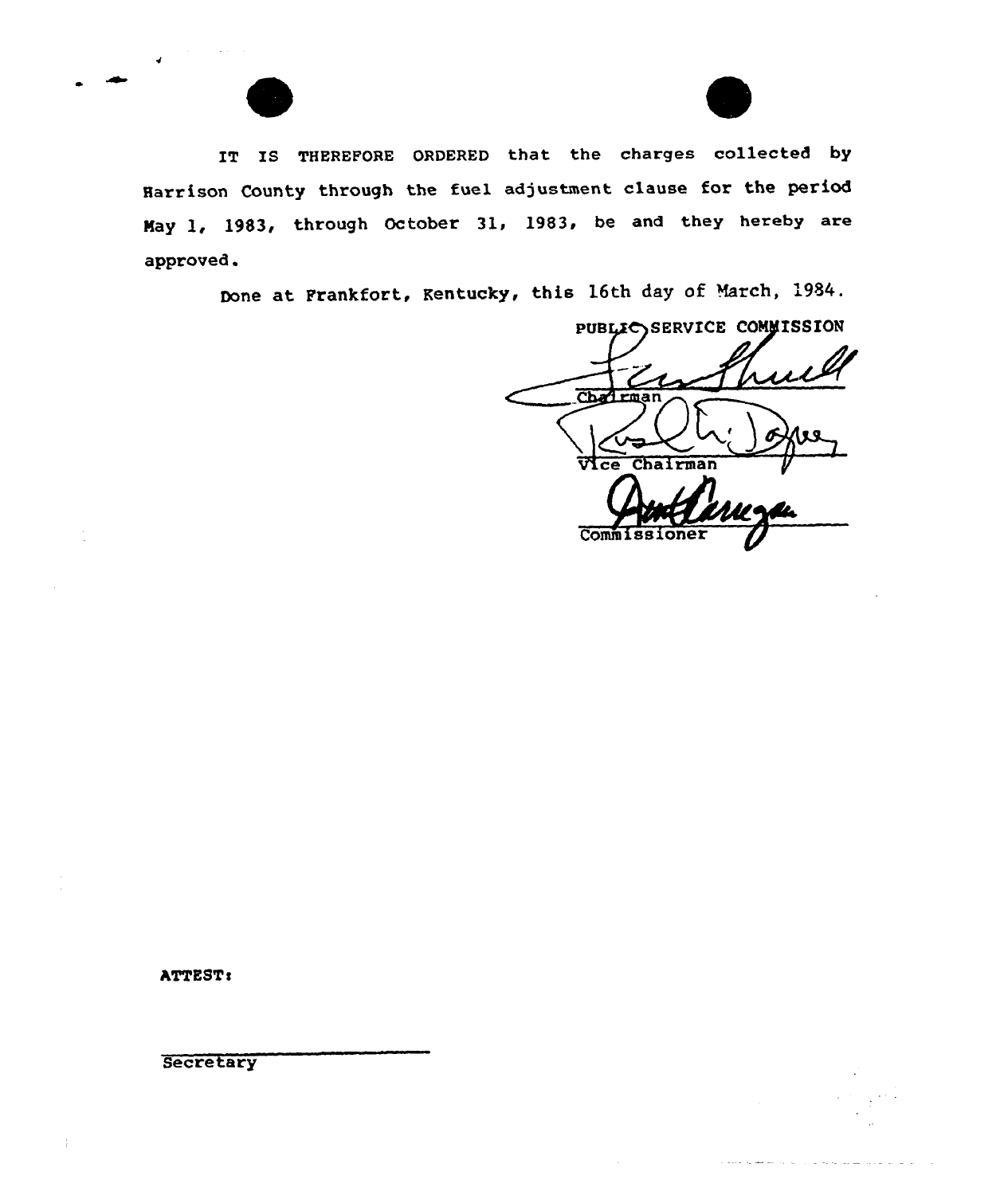IT IS THEREFORE ORDERED that the charges collected by Harrison County through the fuel adjustment clause for the period May 1, 1983, through October 31, 1983, be and they hereby are approved.

Done at Frankfort, Kentucky, this 16th day of March, 1984.

PUBLIC SERVICE COMMISSION

Chairman

Vice Chairman

Commissioner

ATTEST:

Secretary